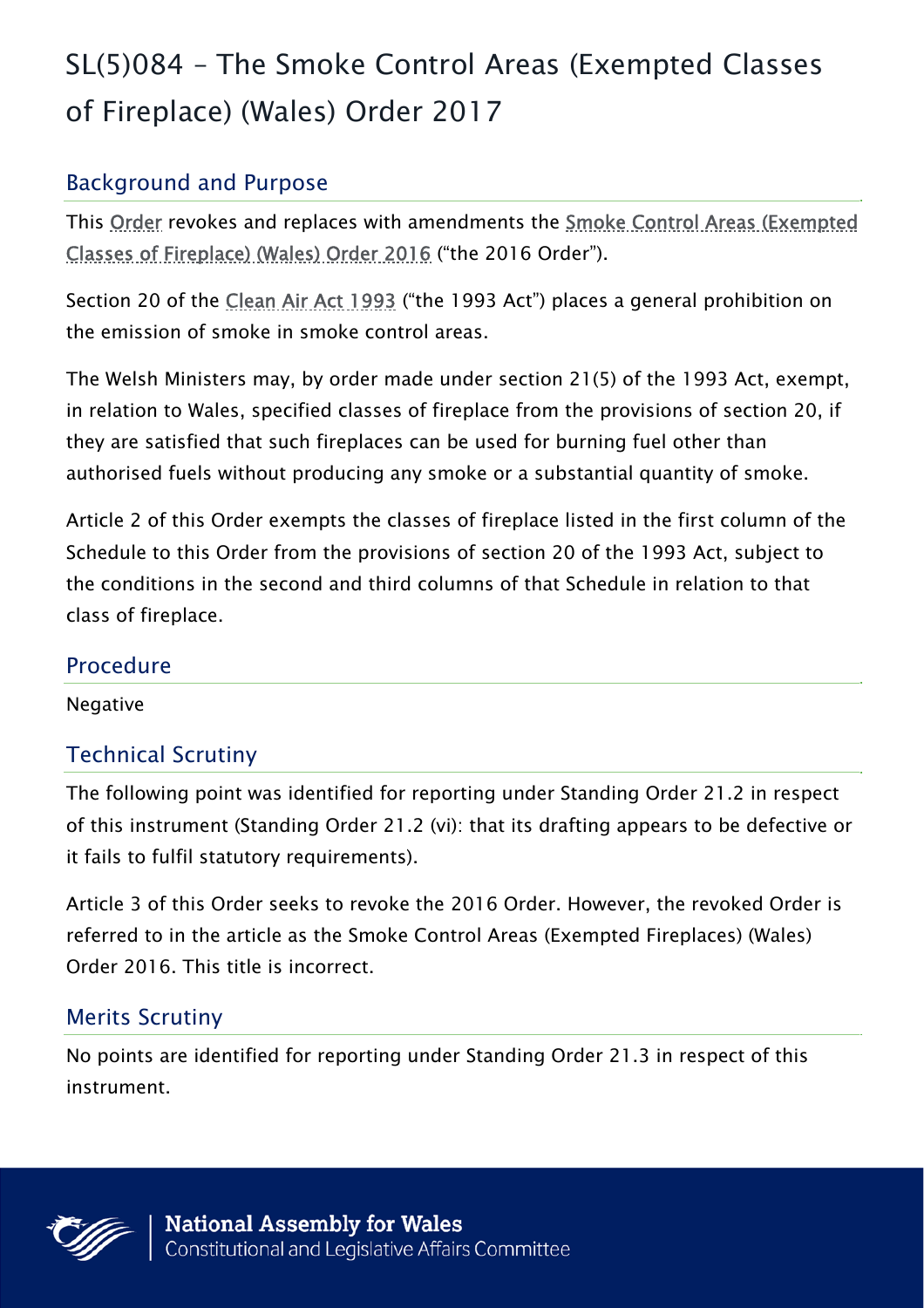# SL(5)084 – The Smoke Control Areas (Exempted Classes of Fireplace) (Wales) Order 2017

## Background and Purpose

This Order revokes and replaces with amendments the Smoke Control Areas (Exempted Classes of Fireplace) (Wales) Order 2016 ("the 2016 Order").

Section 20 of the Clean Air Act 1993 ("the 1993 Act") places a general prohibition on the emission of smoke in smoke control areas.

The Welsh Ministers may, by order made under section 21(5) of the 1993 Act, exempt, in relation to Wales, specified classes of fireplace from the provisions of section 20, if they are satisfied that such fireplaces can be used for burning fuel other than authorised fuels without producing any smoke or a substantial quantity of smoke.

Article 2 of this Order exempts the classes of fireplace listed in the first column of the Schedule to this Order from the provisions of section 20 of the 1993 Act, subject to the conditions in the second and third columns of that Schedule in relation to that class of fireplace.

## Procedure

Negative

## Technical Scrutiny

The following point was identified for reporting under Standing Order 21.2 in respect of this instrument (Standing Order 21.2 (vi): that its drafting appears to be defective or it fails to fulfil statutory requirements).

Article 3 of this Order seeks to revoke the 2016 Order. However, the revoked Order is referred to in the article as the Smoke Control Areas (Exempted Fireplaces) (Wales) Order 2016. This title is incorrect.

## Merits Scrutiny

No points are identified for reporting under Standing Order 21.3 in respect of this instrument.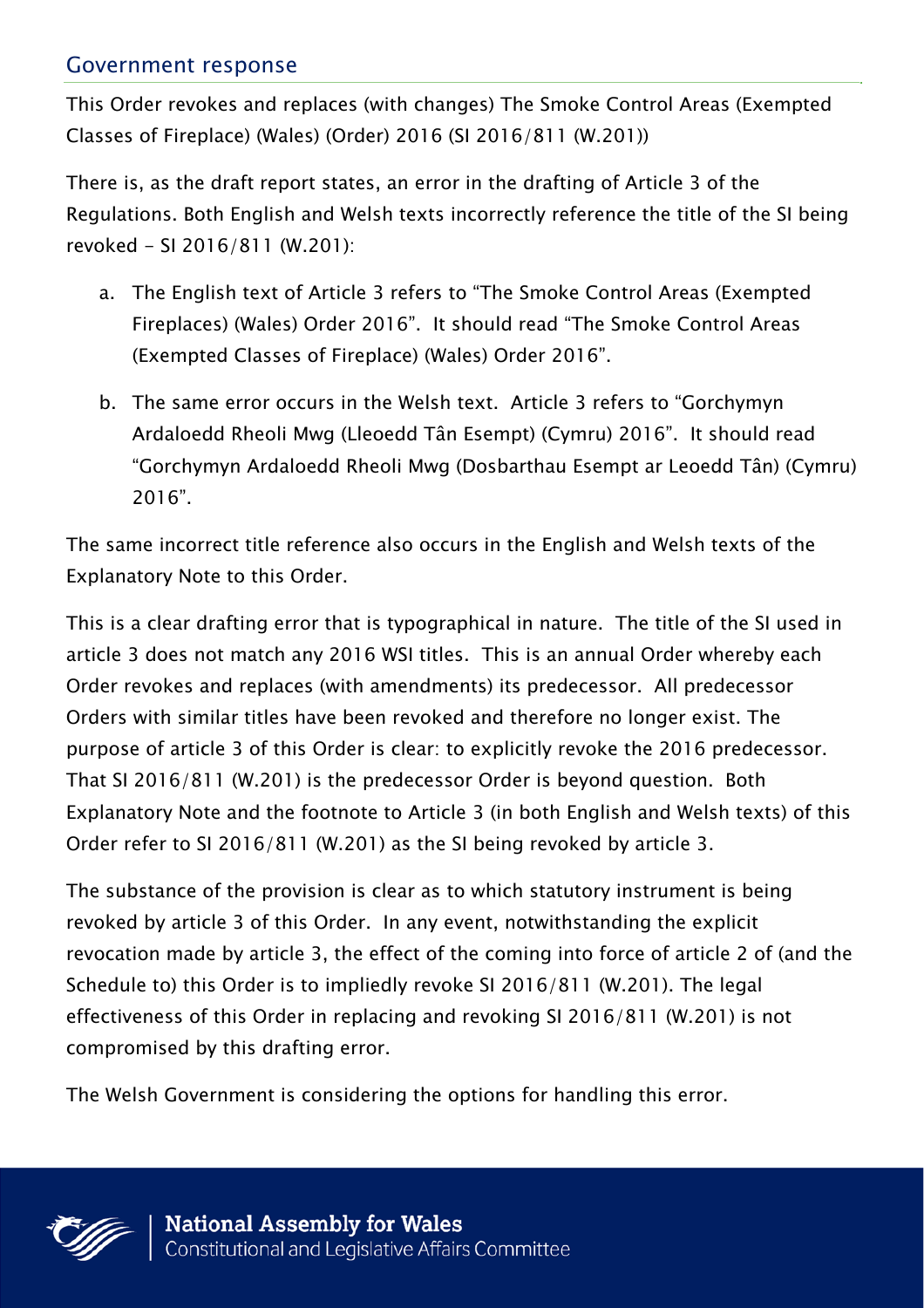## Government response

This Order revokes and replaces (with changes) The Smoke Control Areas (Exempted Classes of Fireplace) (Wales) (Order) 2016 (SI 2016/811 (W.201))

There is, as the draft report states, an error in the drafting of Article 3 of the Regulations. Both English and Welsh texts incorrectly reference the title of the SI being revoked - SI 2016/811 (W.201):

a. The English text of Article 3 refers to "The Smoke Control Areas (Exempted Fireplaces) (Wales) Order 2016". It should read "The Smoke Control Areas (Exempted Classes of Fireplace) (Wales) Order 2016".

b. The same error occurs in the Welsh text. Article 3 refers to "Gorchymyn Ardaloedd Rheoli Mwg (Lleoedd Tân Esempt) (Cymru) 2016". It should read "Gorchymyn Ardaloedd Rheoli Mwg (Dosbarthau Esempt ar Leoedd Tân) (Cymru) 2016".

The same incorrect title reference also occurs in the English and Welsh texts of the Explanatory Note to this Order.

This is a clear drafting error that is typographical in nature. The title of the SI used in article 3 does not match any 2016 WSI titles. This is an annual Order whereby each Order revokes and replaces (with amendments) its predecessor. All predecessor Orders with similar titles have been revoked and therefore no longer exist. The purpose of article 3 of this Order is clear: to explicitly revoke the 2016 predecessor. That SI 2016/811 (W.201) is the predecessor Order is beyond question. Both Explanatory Note and the footnote to Article 3 (in both English and Welsh texts) of this Order refer to SI 2016/811 (W.201) as the SI being revoked by article 3.

The substance of the provision is clear as to which statutory instrument is being revoked by article 3 of this Order. In any event, notwithstanding the explicit revocation made by article 3, the effect of the coming into force of article 2 of (and the Schedule to) this Order is to impliedly revoke SI 2016/811 (W.201). The legal effectiveness of this Order in replacing and revoking SI 2016/811 (W.201) is not compromised by this drafting error.

The Welsh Government is considering the options for handling this error.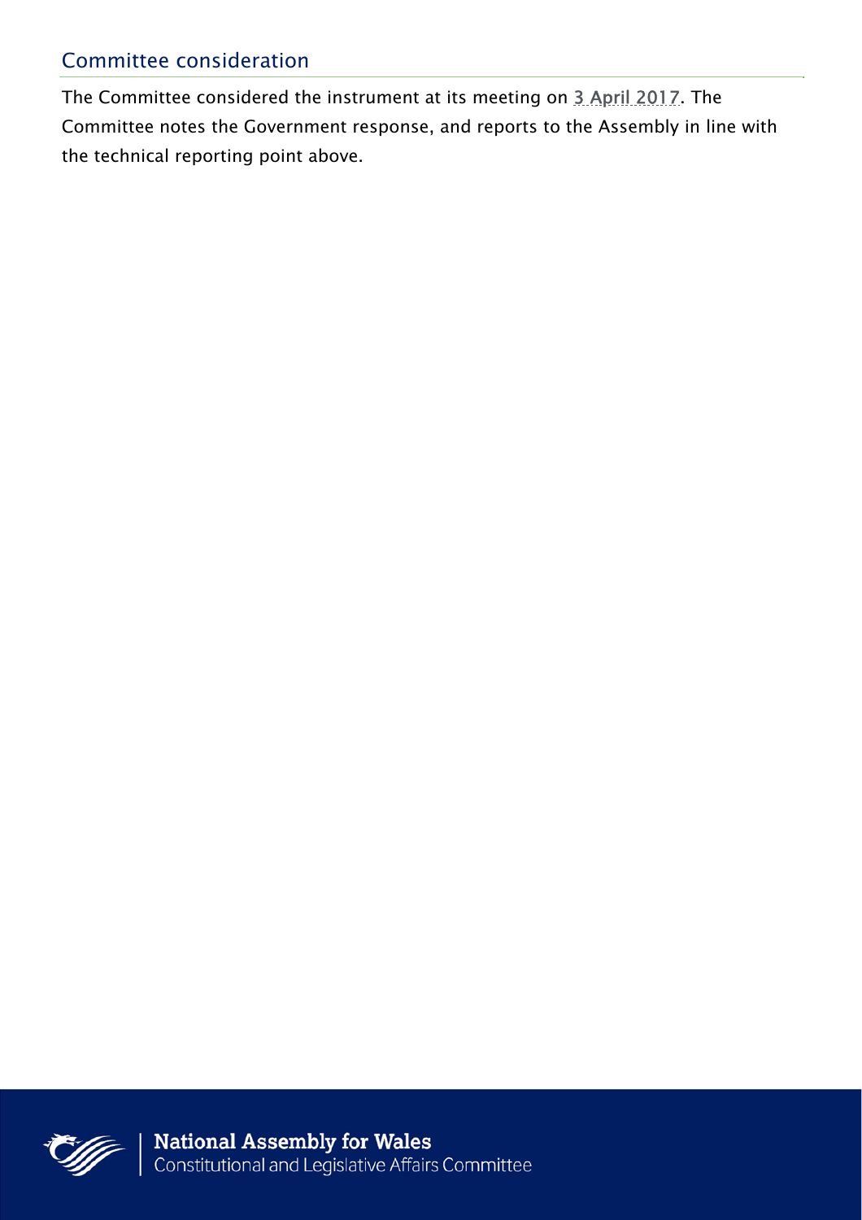## Committee consideration

The Committee considered the instrument at its meeting on 3 April 2017. The Committee notes the Government response, and reports to the Assembly in line with the technical reporting point above.